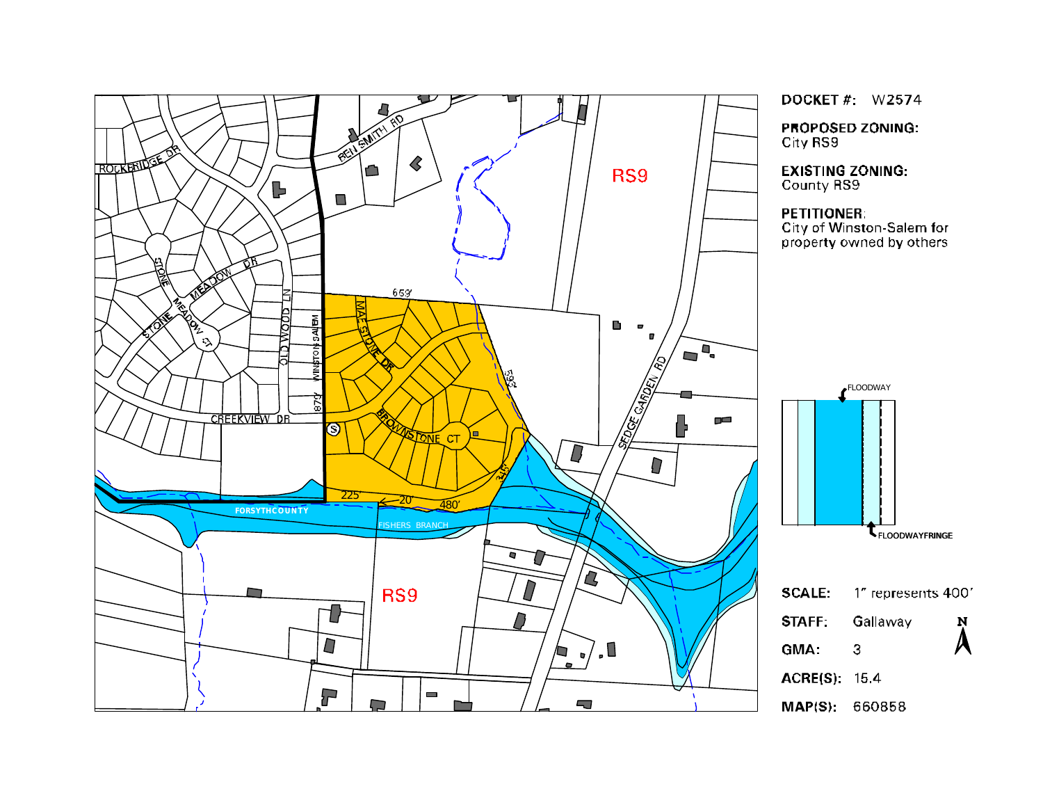DOCKET #: W2574

PROPOSED ZONING:
City RS9

EXISTING ZONING:
County RS9

PETITIONER:
City of Winston-Salem for property owned by others

RS9

ROCKBRIDGE DR

BEN SMITH RD

STONE MEADOW DR

STONE MEADOW CT

OLD WOOD LN

WINSTON-SALEM

MAE STONE DR

BROWNSTONE CT

CREEKVIEW DR

SEDGE GARDEN RD

659'

870'

593'

315'

225'

20'

480'

FORSYTH COUNTY

FISHERS BRANCH

RS9

FLOODWAY

FLOODWAY FRINGE

SCALE: 1" represents 400'

STAFF: Gallaway

GMA: 3

ACRE(S): 15.4

MAP(S): 660858

N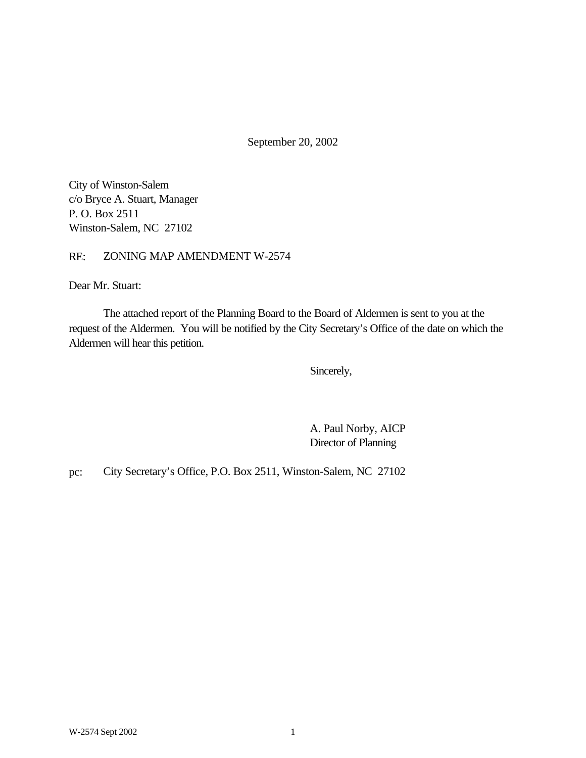September 20, 2002

City of Winston-Salem
c/o Bryce A. Stuart, Manager
P. O. Box 2511
Winston-Salem, NC 27102

RE: ZONING MAP AMENDMENT W-2574

Dear Mr. Stuart:

The attached report of the Planning Board to the Board of Aldermen is sent to you at the request of the Aldermen. You will be notified by the City Secretary's Office of the date on which the Aldermen will hear this petition.

Sincerely,

A. Paul Norby, AICP
Director of Planning

pc: City Secretary's Office, P.O. Box 2511, Winston-Salem, NC 27102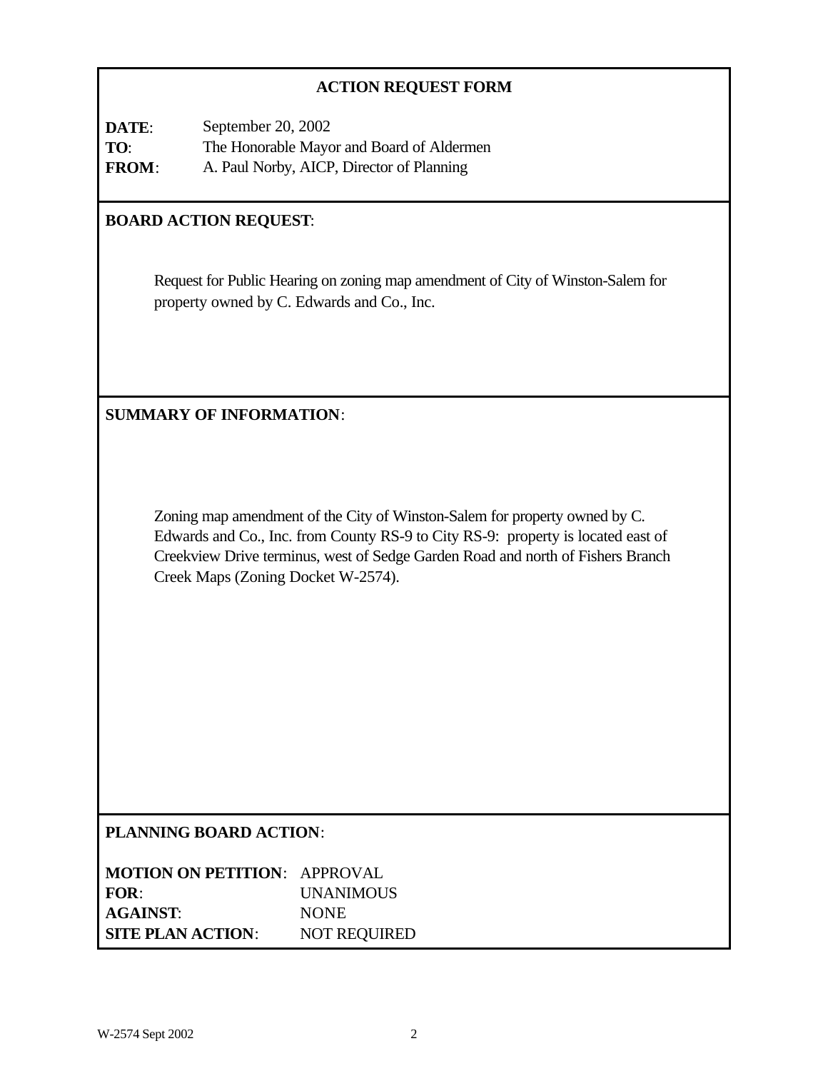# ACTION REQUEST FORM

**DATE**: September 20, 2002
**TO**: The Honorable Mayor and Board of Aldermen
**FROM**: A. Paul Norby, AICP, Director of Planning

## BOARD ACTION REQUEST:

Request for Public Hearing on zoning map amendment of City of Winston-Salem for property owned by C. Edwards and Co., Inc.

## SUMMARY OF INFORMATION:

Zoning map amendment of the City of Winston-Salem for property owned by C. Edwards and Co., Inc. from County RS-9 to City RS-9: property is located east of Creekview Drive terminus, west of Sedge Garden Road and north of Fishers Branch Creek Maps (Zoning Docket W-2574).

## PLANNING BOARD ACTION:

**MOTION ON PETITION**: APPROVAL
**FOR**: UNANIMOUS
**AGAINST**: NONE
**SITE PLAN ACTION**: NOT REQUIRED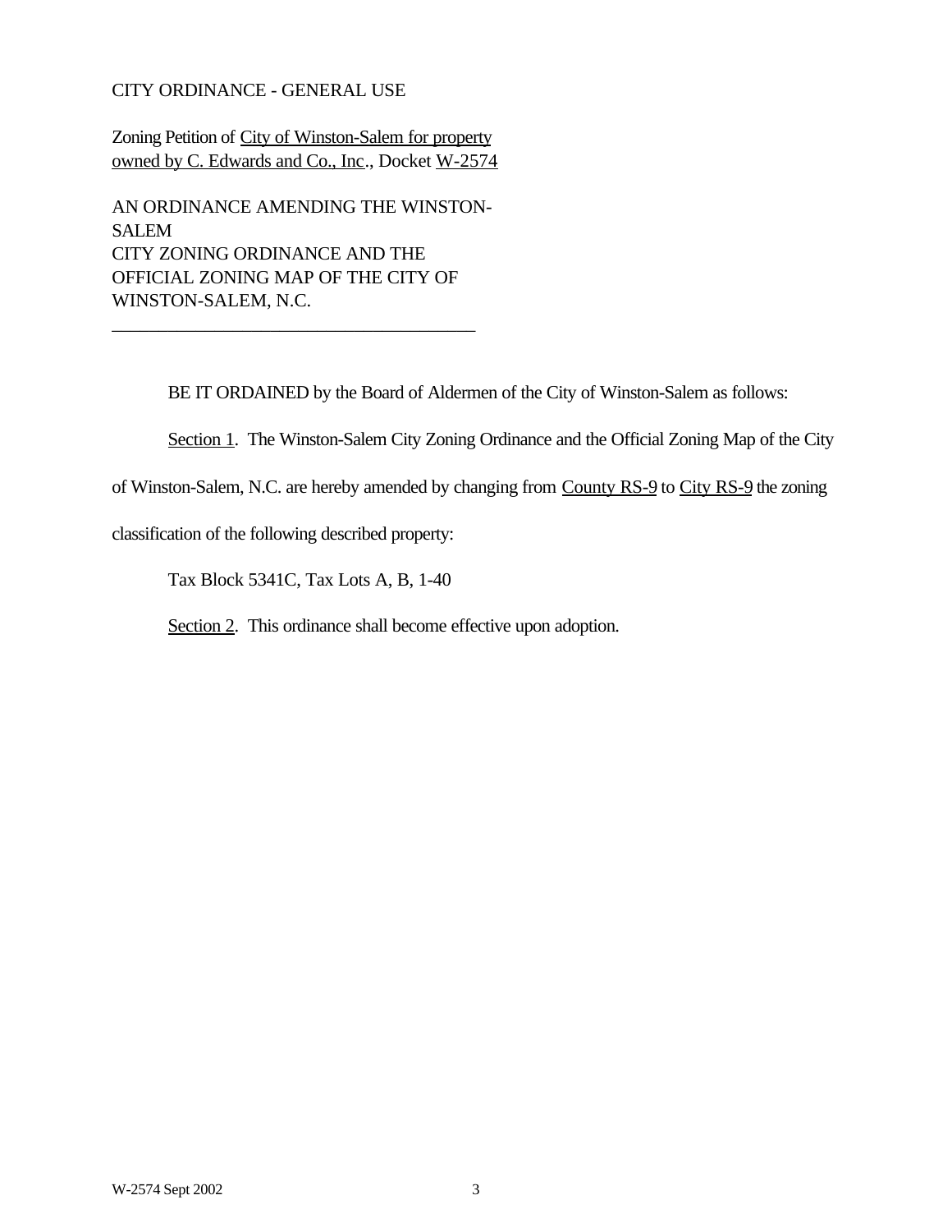CITY ORDINANCE - GENERAL USE

Zoning Petition of City of Winston-Salem for property owned by C. Edwards and Co., Inc., Docket W-2574

AN ORDINANCE AMENDING THE WINSTON-SALEM CITY ZONING ORDINANCE AND THE OFFICIAL ZONING MAP OF THE CITY OF WINSTON-SALEM, N.C.

---

BE IT ORDAINED by the Board of Aldermen of the City of Winston-Salem as follows:

Section 1. The Winston-Salem City Zoning Ordinance and the Official Zoning Map of the City of Winston-Salem, N.C. are hereby amended by changing from County RS-9 to City RS-9 the zoning classification of the following described property:

Tax Block 5341C, Tax Lots A, B, 1-40

Section 2. This ordinance shall become effective upon adoption.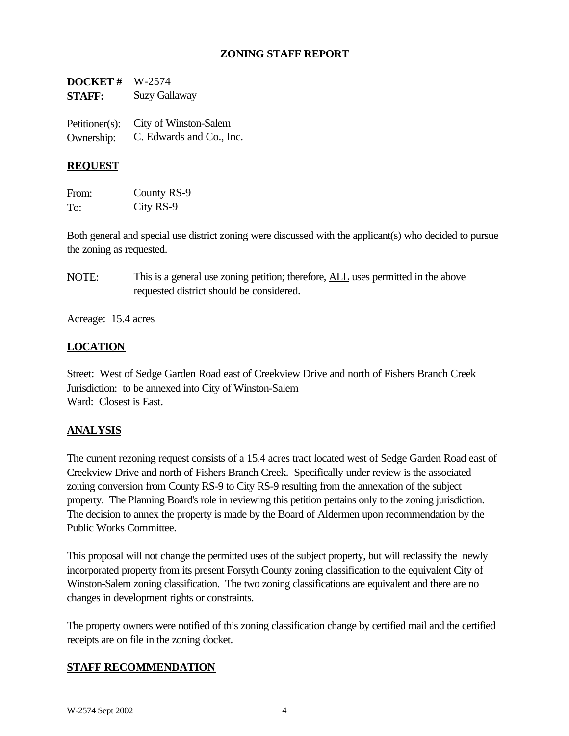## ZONING STAFF REPORT

**DOCKET #** W-2574
**STAFF:** Suzy Gallaway

Petitioner(s): City of Winston-Salem
Ownership: C. Edwards and Co., Inc.

## REQUEST

From: County RS-9
To: City RS-9

Both general and special use district zoning were discussed with the applicant(s) who decided to pursue the zoning as requested.

NOTE: This is a general use zoning petition; therefore, ALL uses permitted in the above requested district should be considered.

Acreage: 15.4 acres

## LOCATION

Street: West of Sedge Garden Road east of Creekview Drive and north of Fishers Branch Creek
Jurisdiction: to be annexed into City of Winston-Salem
Ward: Closest is East.

## ANALYSIS

The current rezoning request consists of a 15.4 acres tract located west of Sedge Garden Road east of Creekview Drive and north of Fishers Branch Creek. Specifically under review is the associated zoning conversion from County RS-9 to City RS-9 resulting from the annexation of the subject property. The Planning Board's role in reviewing this petition pertains only to the zoning jurisdiction. The decision to annex the property is made by the Board of Aldermen upon recommendation by the Public Works Committee.

This proposal will not change the permitted uses of the subject property, but will reclassify the newly incorporated property from its present Forsyth County zoning classification to the equivalent City of Winston-Salem zoning classification. The two zoning classifications are equivalent and there are no changes in development rights or constraints.

The property owners were notified of this zoning classification change by certified mail and the certified receipts are on file in the zoning docket.

## STAFF RECOMMENDATION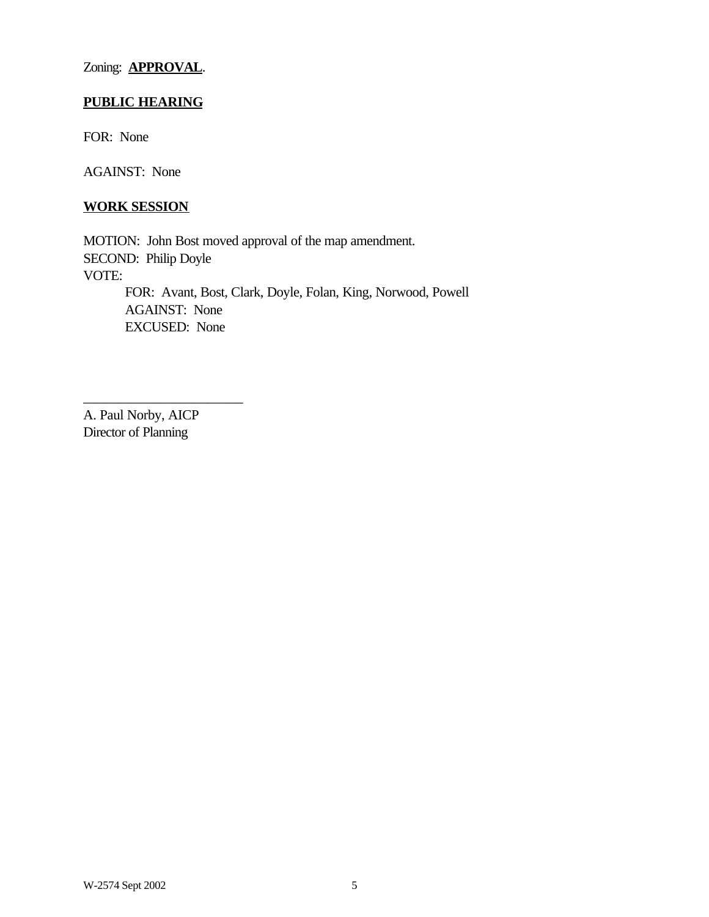Zoning: **APPROVAL**.

**PUBLIC HEARING**

FOR: None

AGAINST: None

**WORK SESSION**

MOTION: John Bost moved approval of the map amendment.
SECOND: Philip Doyle
VOTE:

FOR: Avant, Bost, Clark, Doyle, Folan, King, Norwood, Powell
AGAINST: None
EXCUSED: None

\_\_\_\_\_\_\_\_\_\_\_\_\_\_\_\_\_\_\_\_\_\_\_\_\_\_

A. Paul Norby, AICP
Director of Planning